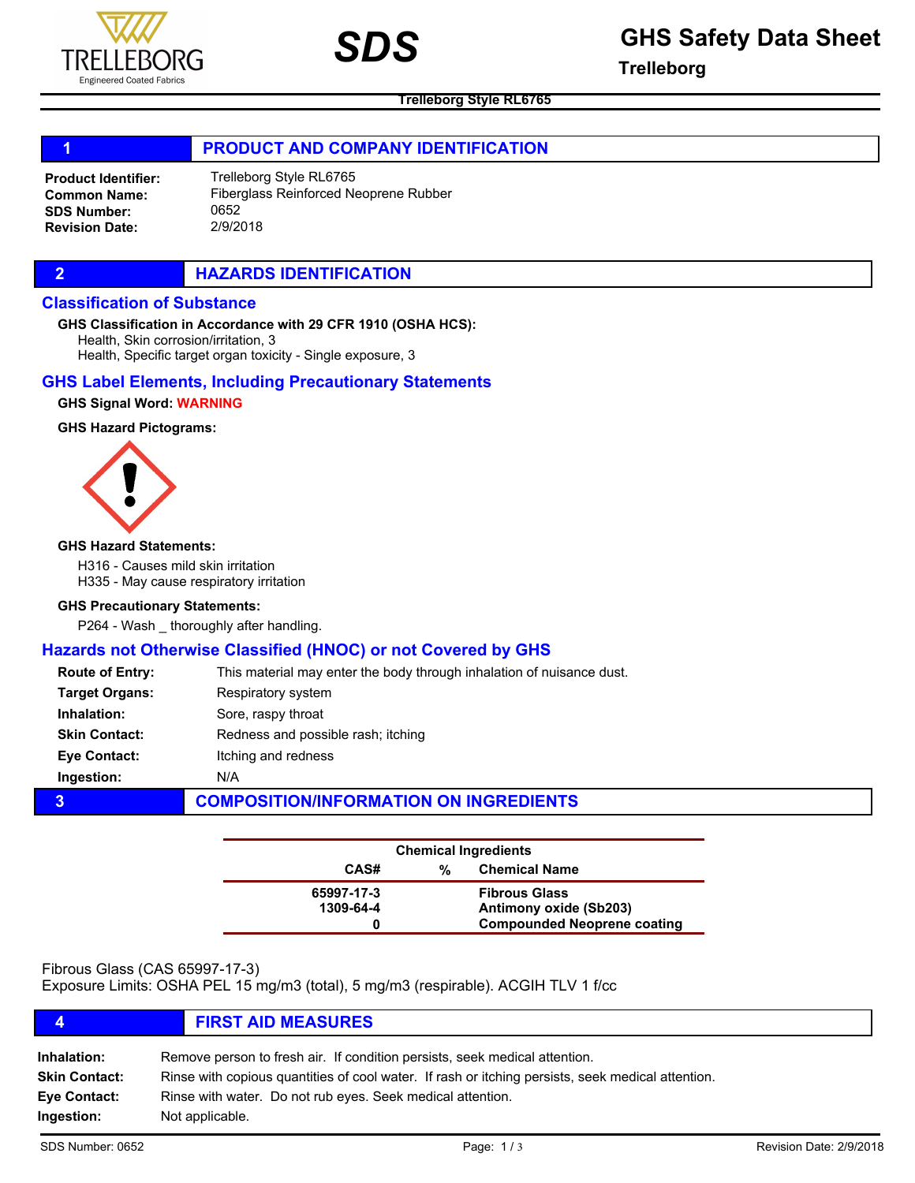# SDS

## GHS Safety Data Sheet

**Trelleborg**

**Trelleborg Style RL6765**

## 1 PRODUCT AND COMPANY IDENTIFICATION

**Product Identifier:** Trelleborg Style RL6765
**Common Name:** Fiberglass Reinforced Neoprene Rubber
**SDS Number:** 0652
**Revision Date:** 2/9/2018

## 2 HAZARDS IDENTIFICATION

### Classification of Substance

**GHS Classification in Accordance with 29 CFR 1910 (OSHA HCS):**

Health, Skin corrosion/irritation, 3
Health, Specific target organ toxicity - Single exposure, 3

### GHS Label Elements, Including Precautionary Statements

**GHS Signal Word:** **WARNING**

**GHS Hazard Pictograms:**

**GHS Hazard Statements:**

H316 - Causes mild skin irritation
H335 - May cause respiratory irritation

**GHS Precautionary Statements:**

P264 - Wash _ thoroughly after handling.

### Hazards not Otherwise Classified (HNOC) or not Covered by GHS

**Route of Entry:** This material may enter the body through inhalation of nuisance dust.
**Target Organs:** Respiratory system
**Inhalation:** Sore, raspy throat
**Skin Contact:** Redness and possible rash; itching
**Eye Contact:** Itching and redness
**Ingestion:** N/A

## 3 COMPOSITION/INFORMATION ON INGREDIENTS

| Chemical Ingredients | | |
|---|---|---|
| CAS# | % | Chemical Name |
| 65997-17-3 | | Fibrous Glass |
| 1309-64-4 | | Antimony oxide (Sb203) |
| 0 | | Compounded Neoprene coating |

Fibrous Glass (CAS 65997-17-3)
Exposure Limits: OSHA PEL 15 mg/m3 (total), 5 mg/m3 (respirable). ACGIH TLV 1 f/cc

## 4 FIRST AID MEASURES

**Inhalation:** Remove person to fresh air. If condition persists, seek medical attention.
**Skin Contact:** Rinse with copious quantities of cool water. If rash or itching persists, seek medical attention.
**Eye Contact:** Rinse with water. Do not rub eyes. Seek medical attention.
**Ingestion:** Not applicable.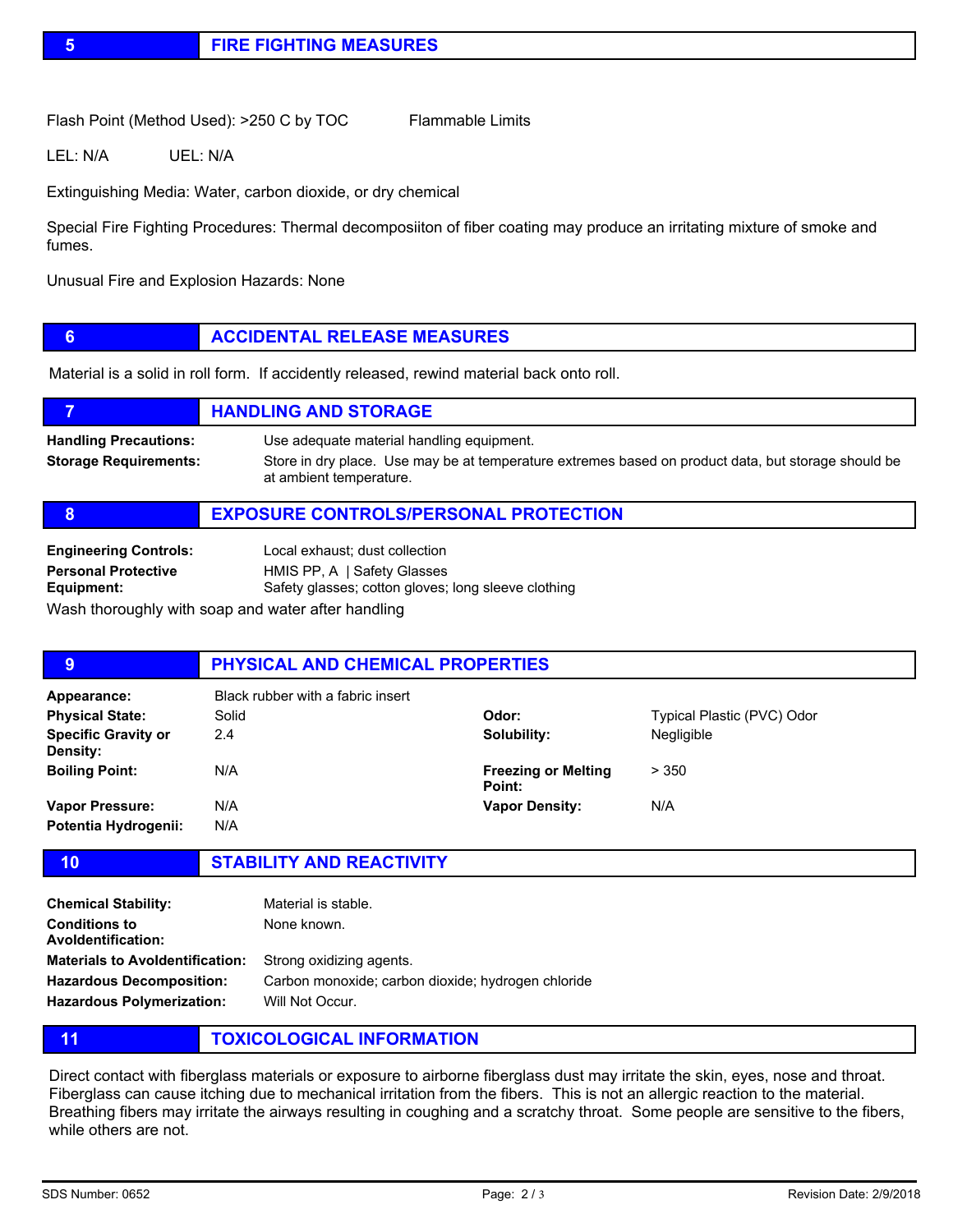## 5 FIRE FIGHTING MEASURES

Flash Point (Method Used): >250 C by TOC     Flammable Limits

LEL: N/A     UEL: N/A

Extinguishing Media: Water, carbon dioxide, or dry chemical

Special Fire Fighting Procedures: Thermal decomposiiton of fiber coating may produce an irritating mixture of smoke and fumes.

Unusual Fire and Explosion Hazards: None

## 6 ACCIDENTAL RELEASE MEASURES

Material is a solid in roll form. If accidently released, rewind material back onto roll.

## 7 HANDLING AND STORAGE

**Handling Precautions:** Use adequate material handling equipment.

**Storage Requirements:** Store in dry place. Use may be at temperature extremes based on product data, but storage should be at ambient temperature.

## 8 EXPOSURE CONTROLS/PERSONAL PROTECTION

**Engineering Controls:** Local exhaust; dust collection

**Personal Protective Equipment:** HMIS PP, A | Safety Glasses
Safety glasses; cotton gloves; long sleeve clothing

Wash thoroughly with soap and water after handling

## 9 PHYSICAL AND CHEMICAL PROPERTIES

**Appearance:** Black rubber with a fabric insert

| | | | |
|---|---|---|---|
| **Physical State:** | Solid | **Odor:** | Typical Plastic (PVC) Odor |
| **Specific Gravity or Density:** | 2.4 | **Solubility:** | Negligible |
| **Boiling Point:** | N/A | **Freezing or Melting Point:** | > 350 |
| **Vapor Pressure:** | N/A | **Vapor Density:** | N/A |
| **Potentia Hydrogenii:** | N/A | | |

## 10 STABILITY AND REACTIVITY

**Chemical Stability:** Material is stable.

**Conditions to Avoldentification:** None known.

**Materials to Avoldentification:** Strong oxidizing agents.

**Hazardous Decomposition:** Carbon monoxide; carbon dioxide; hydrogen chloride

**Hazardous Polymerization:** Will Not Occur.

## 11 TOXICOLOGICAL INFORMATION

Direct contact with fiberglass materials or exposure to airborne fiberglass dust may irritate the skin, eyes, nose and throat. Fiberglass can cause itching due to mechanical irritation from the fibers. This is not an allergic reaction to the material. Breathing fibers may irritate the airways resulting in coughing and a scratchy throat. Some people are sensitive to the fibers, while others are not.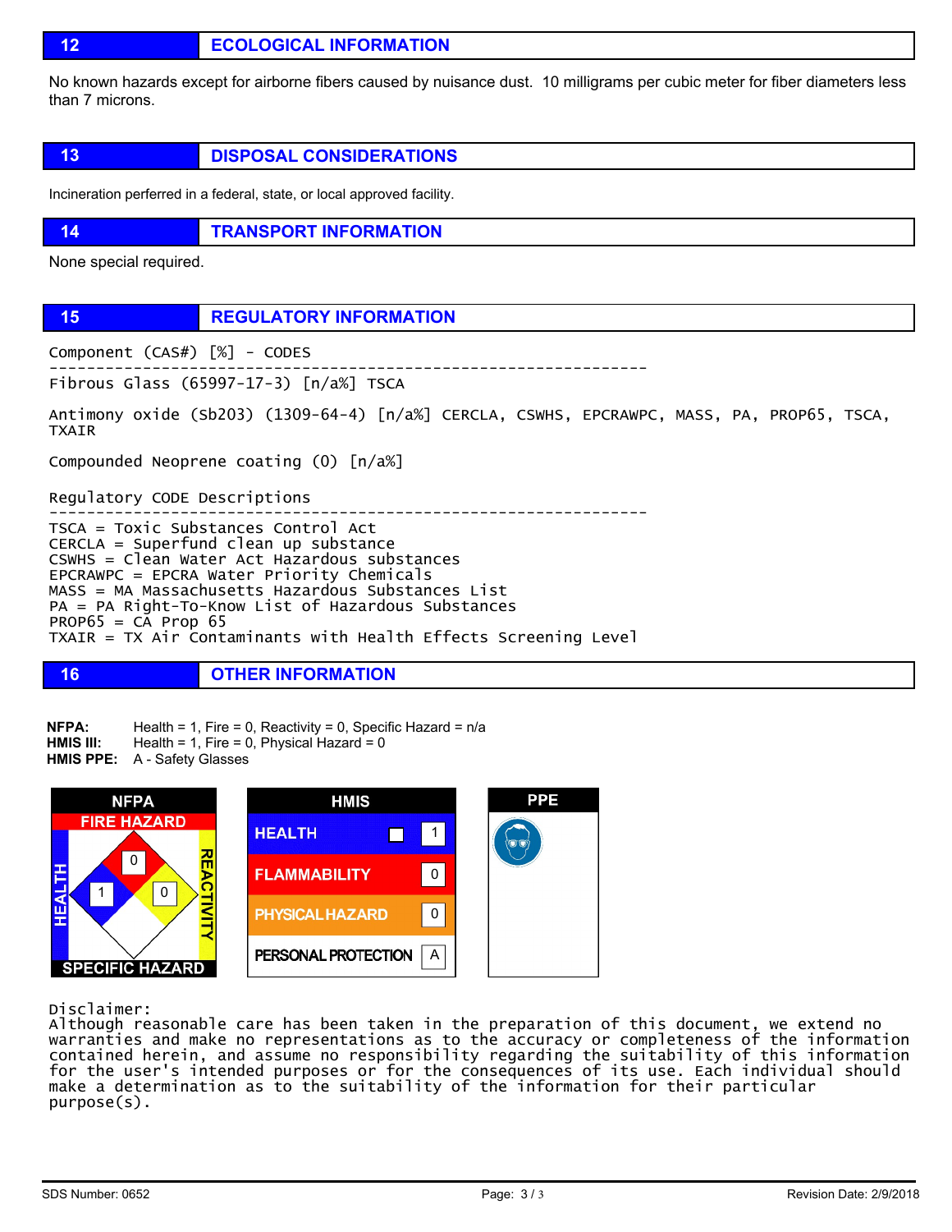## 12 ECOLOGICAL INFORMATION

No known hazards except for airborne fibers caused by nuisance dust. 10 milligrams per cubic meter for fiber diameters less than 7 microns.

## 13 DISPOSAL CONSIDERATIONS

Incineration perferred in a federal, state, or local approved facility.

## 14 TRANSPORT INFORMATION

None special required.

## 15 REGULATORY INFORMATION

```
Component (CAS#) [%] - CODES
----------------------------------------------------------------
Fibrous Glass (65997-17-3) [n/a%] TSCA

Antimony oxide (Sb2O3) (1309-64-4) [n/a%] CERCLA, CSWHS, EPCRAWPC, MASS, PA, PROP65, TSCA,
TXAIR

Compounded Neoprene coating (0) [n/a%]

Regulatory CODE Descriptions
----------------------------------------------------------------
TSCA = Toxic Substances Control Act
CERCLA = Superfund clean up substance
CSWHS = Clean Water Act Hazardous substances
EPCRAWPC = EPCRA Water Priority Chemicals
MASS = MA Massachusetts Hazardous Substances List
PA = PA Right-To-Know List of Hazardous Substances
PROP65 = CA Prop 65
TXAIR = TX Air Contaminants with Health Effects Screening Level
```

## 16 OTHER INFORMATION

**NFPA:** Health = 1, Fire = 0, Reactivity = 0, Specific Hazard = n/a
**HMIS III:** Health = 1, Fire = 0, Physical Hazard = 0
**HMIS PPE:** A - Safety Glasses

NFPA
FIRE HAZARD 0
HEALTH 1
REACTIVITY 0
SPECIFIC HAZARD

| HMIS | |
|---|---|
| HEALTH | 1 |
| FLAMMABILITY | 0 |
| PHYSICAL HAZARD | 0 |
| PERSONAL PROTECTION | A |

PPE

Disclaimer:
Although reasonable care has been taken in the preparation of this document, we extend no warranties and make no representations as to the accuracy or completeness of the information contained herein, and assume no responsibility regarding the suitability of this information for the user's intended purposes or for the consequences of its use. Each individual should make a determination as to the suitability of the information for their particular purpose(s).

SDS Number: 0652 Revision Date: 2/9/2018